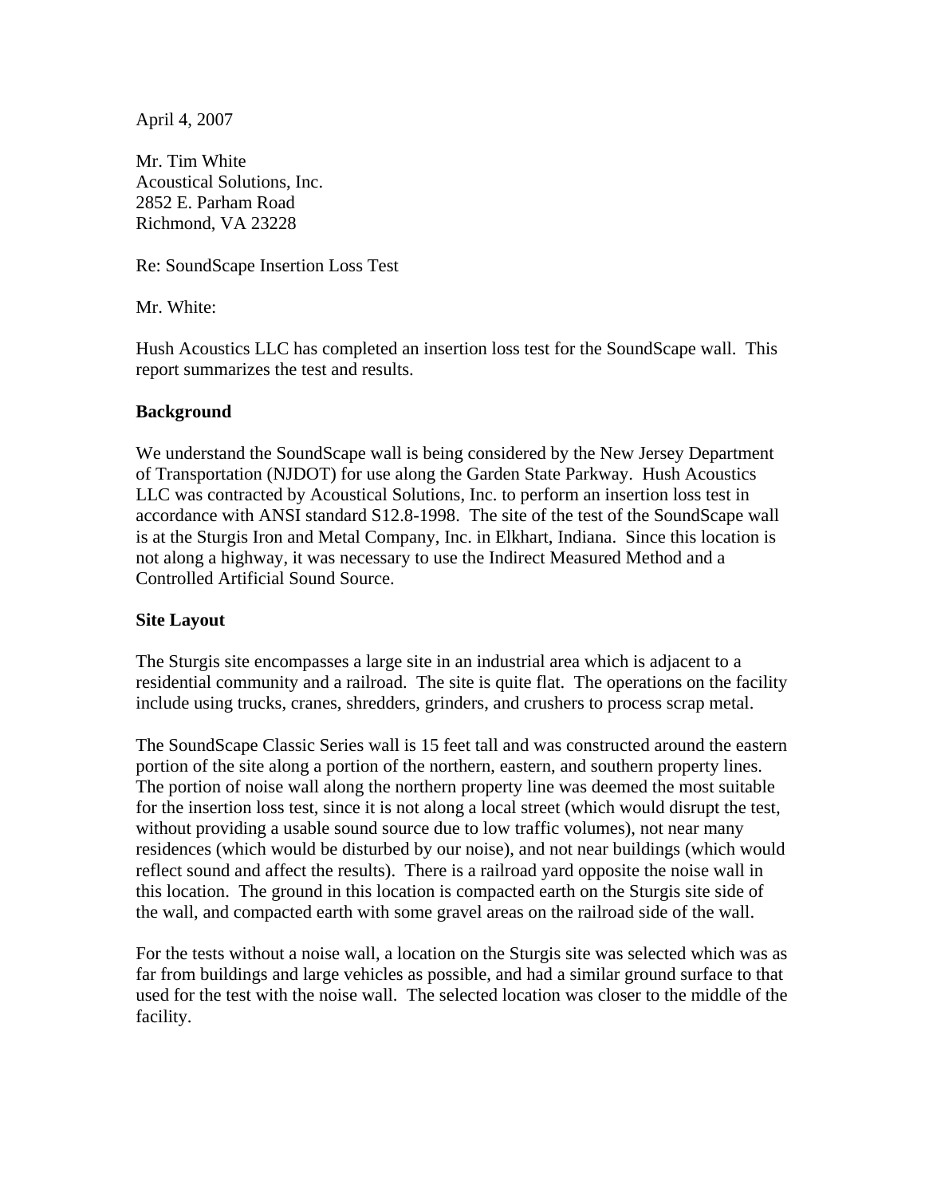April 4, 2007

Mr. Tim White
Acoustical Solutions, Inc.
2852 E. Parham Road
Richmond, VA 23228

Re: SoundScape Insertion Loss Test

Mr. White:

Hush Acoustics LLC has completed an insertion loss test for the SoundScape wall. This report summarizes the test and results.

## Background

We understand the SoundScape wall is being considered by the New Jersey Department of Transportation (NJDOT) for use along the Garden State Parkway. Hush Acoustics LLC was contracted by Acoustical Solutions, Inc. to perform an insertion loss test in accordance with ANSI standard S12.8-1998. The site of the test of the SoundScape wall is at the Sturgis Iron and Metal Company, Inc. in Elkhart, Indiana. Since this location is not along a highway, it was necessary to use the Indirect Measured Method and a Controlled Artificial Sound Source.

## Site Layout

The Sturgis site encompasses a large site in an industrial area which is adjacent to a residential community and a railroad. The site is quite flat. The operations on the facility include using trucks, cranes, shredders, grinders, and crushers to process scrap metal.

The SoundScape Classic Series wall is 15 feet tall and was constructed around the eastern portion of the site along a portion of the northern, eastern, and southern property lines. The portion of noise wall along the northern property line was deemed the most suitable for the insertion loss test, since it is not along a local street (which would disrupt the test, without providing a usable sound source due to low traffic volumes), not near many residences (which would be disturbed by our noise), and not near buildings (which would reflect sound and affect the results). There is a railroad yard opposite the noise wall in this location. The ground in this location is compacted earth on the Sturgis site side of the wall, and compacted earth with some gravel areas on the railroad side of the wall.

For the tests without a noise wall, a location on the Sturgis site was selected which was as far from buildings and large vehicles as possible, and had a similar ground surface to that used for the test with the noise wall. The selected location was closer to the middle of the facility.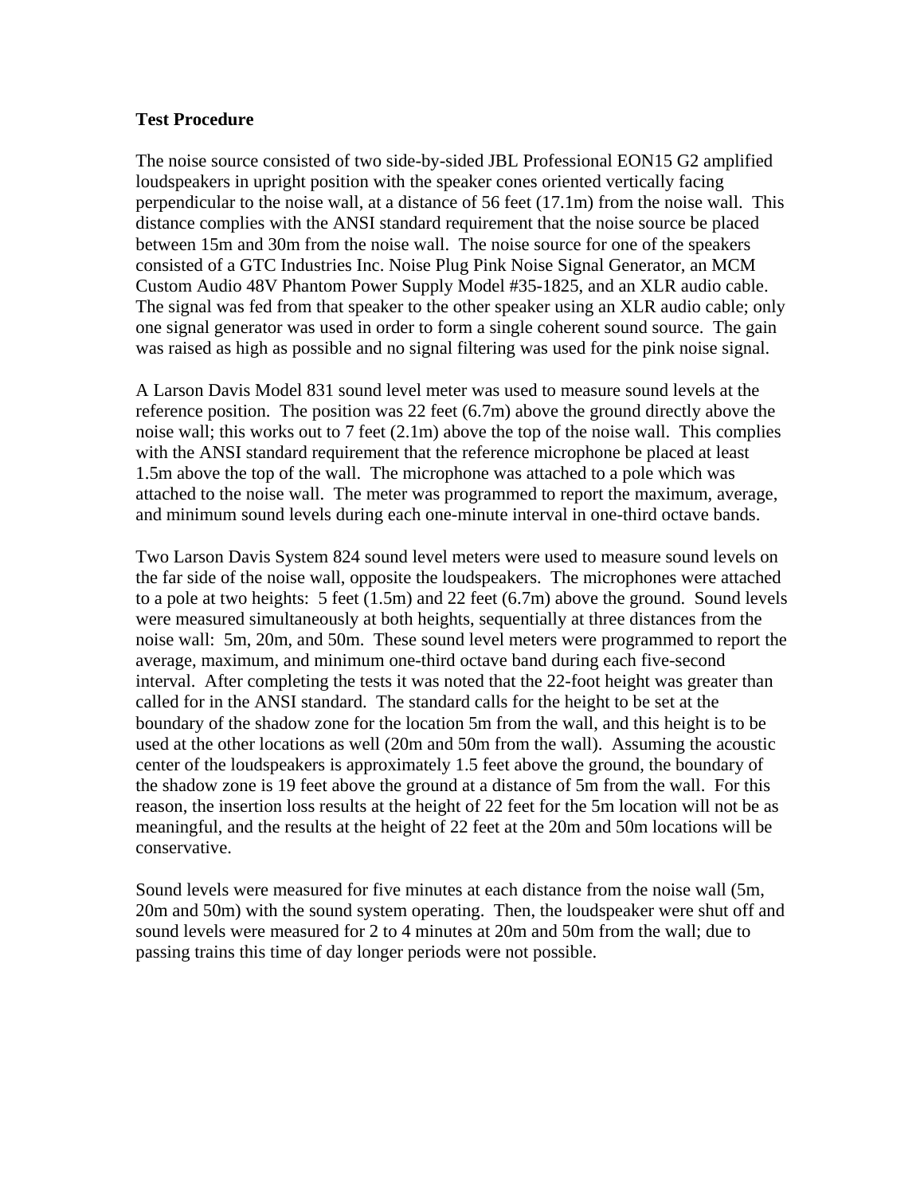**Test Procedure**

The noise source consisted of two side-by-sided JBL Professional EON15 G2 amplified loudspeakers in upright position with the speaker cones oriented vertically facing perpendicular to the noise wall, at a distance of 56 feet (17.1m) from the noise wall. This distance complies with the ANSI standard requirement that the noise source be placed between 15m and 30m from the noise wall. The noise source for one of the speakers consisted of a GTC Industries Inc. Noise Plug Pink Noise Signal Generator, an MCM Custom Audio 48V Phantom Power Supply Model #35-1825, and an XLR audio cable. The signal was fed from that speaker to the other speaker using an XLR audio cable; only one signal generator was used in order to form a single coherent sound source. The gain was raised as high as possible and no signal filtering was used for the pink noise signal.

A Larson Davis Model 831 sound level meter was used to measure sound levels at the reference position. The position was 22 feet (6.7m) above the ground directly above the noise wall; this works out to 7 feet (2.1m) above the top of the noise wall. This complies with the ANSI standard requirement that the reference microphone be placed at least 1.5m above the top of the wall. The microphone was attached to a pole which was attached to the noise wall. The meter was programmed to report the maximum, average, and minimum sound levels during each one-minute interval in one-third octave bands.

Two Larson Davis System 824 sound level meters were used to measure sound levels on the far side of the noise wall, opposite the loudspeakers. The microphones were attached to a pole at two heights: 5 feet (1.5m) and 22 feet (6.7m) above the ground. Sound levels were measured simultaneously at both heights, sequentially at three distances from the noise wall: 5m, 20m, and 50m. These sound level meters were programmed to report the average, maximum, and minimum one-third octave band during each five-second interval. After completing the tests it was noted that the 22-foot height was greater than called for in the ANSI standard. The standard calls for the height to be set at the boundary of the shadow zone for the location 5m from the wall, and this height is to be used at the other locations as well (20m and 50m from the wall). Assuming the acoustic center of the loudspeakers is approximately 1.5 feet above the ground, the boundary of the shadow zone is 19 feet above the ground at a distance of 5m from the wall. For this reason, the insertion loss results at the height of 22 feet for the 5m location will not be as meaningful, and the results at the height of 22 feet at the 20m and 50m locations will be conservative.

Sound levels were measured for five minutes at each distance from the noise wall (5m, 20m and 50m) with the sound system operating. Then, the loudspeaker were shut off and sound levels were measured for 2 to 4 minutes at 20m and 50m from the wall; due to passing trains this time of day longer periods were not possible.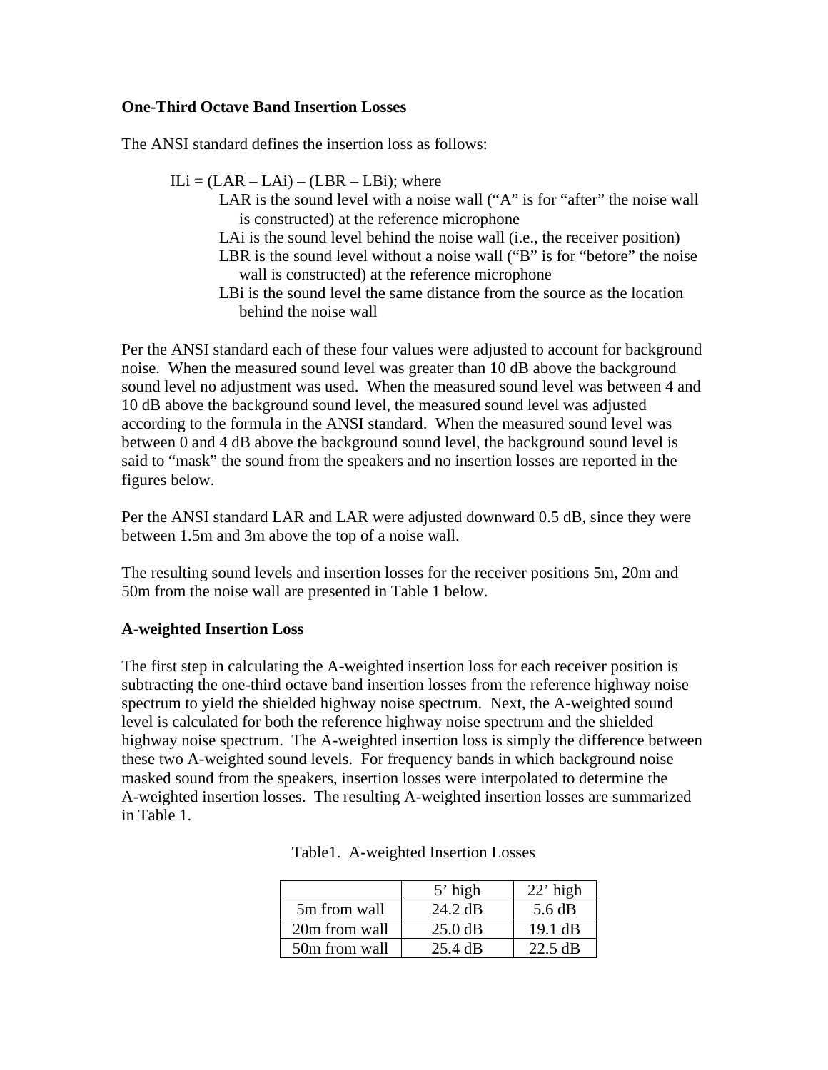**One-Third Octave Band Insertion Losses**

The ANSI standard defines the insertion loss as follows:

> ILi = (LAR – LAi) – (LBR – LBi); where
>
> LAR is the sound level with a noise wall ("A" is for "after" the noise wall is constructed) at the reference microphone
>
> LAi is the sound level behind the noise wall (i.e., the receiver position)
>
> LBR is the sound level without a noise wall ("B" is for "before" the noise wall is constructed) at the reference microphone
>
> LBi is the sound level the same distance from the source as the location behind the noise wall

Per the ANSI standard each of these four values were adjusted to account for background noise. When the measured sound level was greater than 10 dB above the background sound level no adjustment was used. When the measured sound level was between 4 and 10 dB above the background sound level, the measured sound level was adjusted according to the formula in the ANSI standard. When the measured sound level was between 0 and 4 dB above the background sound level, the background sound level is said to "mask" the sound from the speakers and no insertion losses are reported in the figures below.

Per the ANSI standard LAR and LAR were adjusted downward 0.5 dB, since they were between 1.5m and 3m above the top of a noise wall.

The resulting sound levels and insertion losses for the receiver positions 5m, 20m and 50m from the noise wall are presented in Table 1 below.

**A-weighted Insertion Loss**

The first step in calculating the A-weighted insertion loss for each receiver position is subtracting the one-third octave band insertion losses from the reference highway noise spectrum to yield the shielded highway noise spectrum. Next, the A-weighted sound level is calculated for both the reference highway noise spectrum and the shielded highway noise spectrum. The A-weighted insertion loss is simply the difference between these two A-weighted sound levels. For frequency bands in which background noise masked sound from the speakers, insertion losses were interpolated to determine the A-weighted insertion losses. The resulting A-weighted insertion losses are summarized in Table 1.

Table1. A-weighted Insertion Losses

| | 5' high | 22' high |
|---|---|---|
| 5m from wall | 24.2 dB | 5.6 dB |
| 20m from wall | 25.0 dB | 19.1 dB |
| 50m from wall | 25.4 dB | 22.5 dB |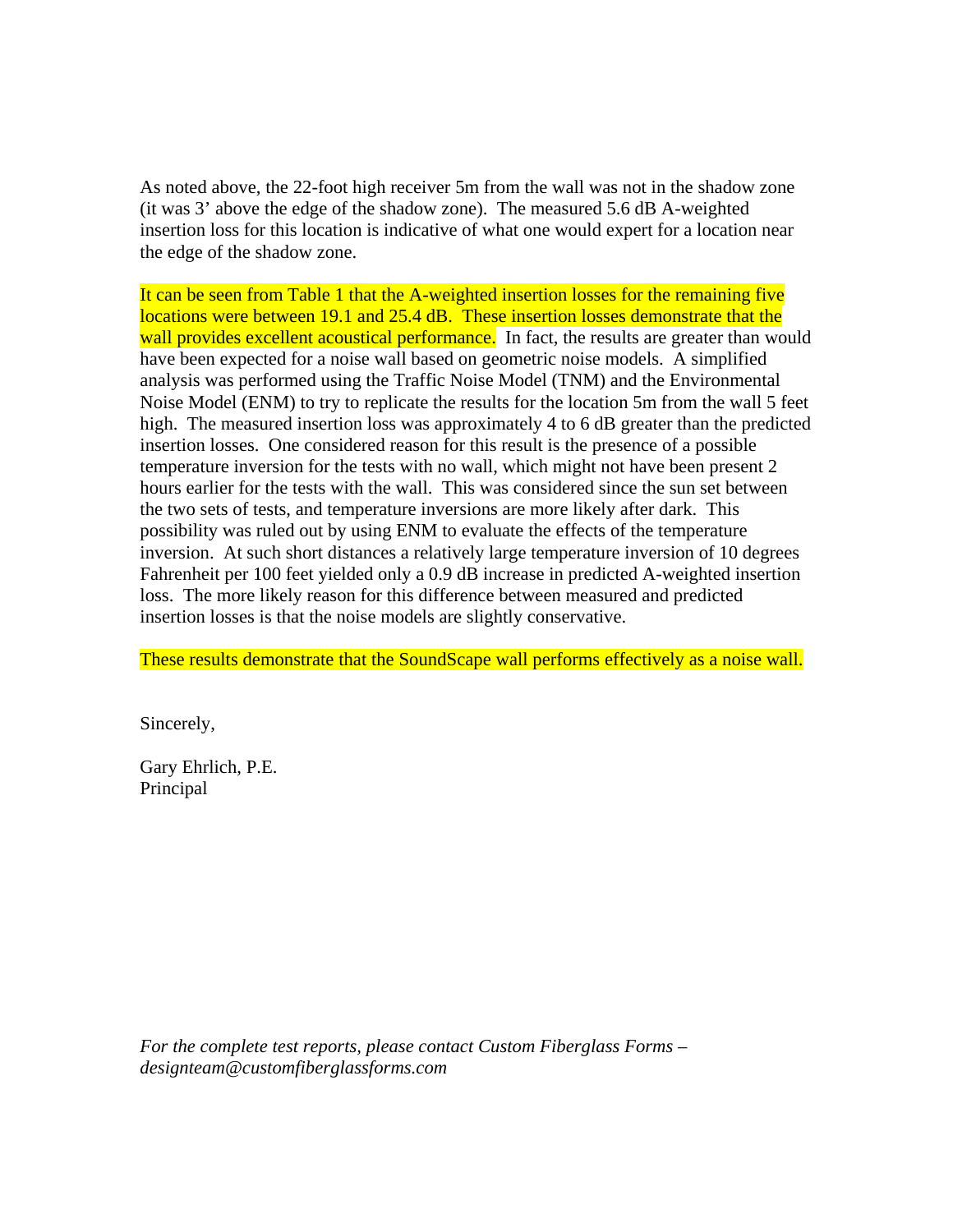As noted above, the 22-foot high receiver 5m from the wall was not in the shadow zone (it was 3' above the edge of the shadow zone). The measured 5.6 dB A-weighted insertion loss for this location is indicative of what one would expert for a location near the edge of the shadow zone.

It can be seen from Table 1 that the A-weighted insertion losses for the remaining five locations were between 19.1 and 25.4 dB. These insertion losses demonstrate that the wall provides excellent acoustical performance. In fact, the results are greater than would have been expected for a noise wall based on geometric noise models. A simplified analysis was performed using the Traffic Noise Model (TNM) and the Environmental Noise Model (ENM) to try to replicate the results for the location 5m from the wall 5 feet high. The measured insertion loss was approximately 4 to 6 dB greater than the predicted insertion losses. One considered reason for this result is the presence of a possible temperature inversion for the tests with no wall, which might not have been present 2 hours earlier for the tests with the wall. This was considered since the sun set between the two sets of tests, and temperature inversions are more likely after dark. This possibility was ruled out by using ENM to evaluate the effects of the temperature inversion. At such short distances a relatively large temperature inversion of 10 degrees Fahrenheit per 100 feet yielded only a 0.9 dB increase in predicted A-weighted insertion loss. The more likely reason for this difference between measured and predicted insertion losses is that the noise models are slightly conservative.

These results demonstrate that the SoundScape wall performs effectively as a noise wall.

Sincerely,

Gary Ehrlich, P.E.
Principal

*For the complete test reports, please contact Custom Fiberglass Forms – designteam@customfiberglassforms.com*